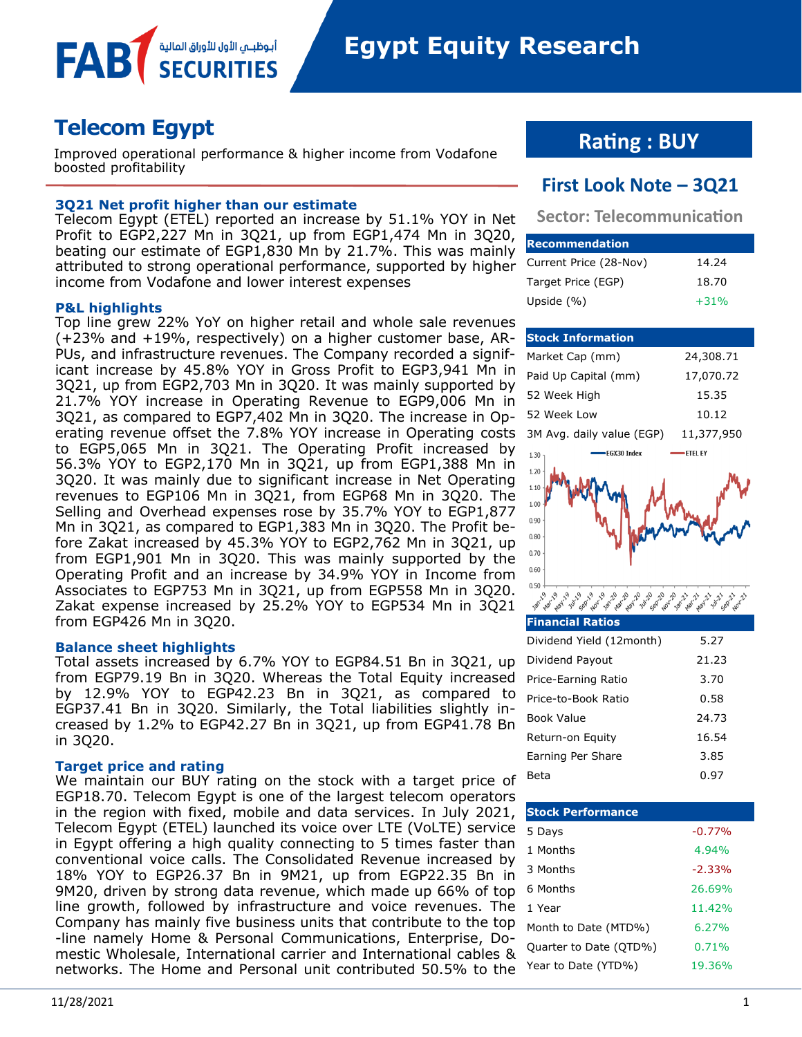FAB أبوظبي الأول للأوراق المالية SECURITIES

# Egypt Equity Research

# Telecom Egypt

Improved operational performance & higher income from Vodafone boosted profitability

### 3Q21 Net profit higher than our estimate

Telecom Egypt (ETEL) reported an increase by 51.1% YOY in Net Profit to EGP2,227 Mn in 3Q21, up from EGP1,474 Mn in 3Q20, beating our estimate of EGP1,830 Mn by 21.7%. This was mainly attributed to strong operational performance, supported by higher income from Vodafone and lower interest expenses

### P&L highlights

Top line grew 22% YoY on higher retail and whole sale revenues (+23% and +19%, respectively) on a higher customer base, ARPUs, and infrastructure revenues. The Company recorded a significant increase by 45.8% YOY in Gross Profit to EGP3,941 Mn in 3Q21, up from EGP2,703 Mn in 3Q20. It was mainly supported by 21.7% YOY increase in Operating Revenue to EGP9,006 Mn in 3Q21, as compared to EGP7,402 Mn in 3Q20. The increase in Operating revenue offset the 7.8% YOY increase in Operating costs to EGP5,065 Mn in 3Q21. The Operating Profit increased by 56.3% YOY to EGP2,170 Mn in 3Q21, up from EGP1,388 Mn in 3Q20. It was mainly due to significant increase in Net Operating revenues to EGP106 Mn in 3Q21, from EGP68 Mn in 3Q20. The Selling and Overhead expenses rose by 35.7% YOY to EGP1,877 Mn in 3Q21, as compared to EGP1,383 Mn in 3Q20. The Profit before Zakat increased by 45.3% YOY to EGP2,762 Mn in 3Q21, up from EGP1,901 Mn in 3Q20. This was mainly supported by the Operating Profit and an increase by 34.9% YOY in Income from Associates to EGP753 Mn in 3Q21, up from EGP558 Mn in 3Q20. Zakat expense increased by 25.2% YOY to EGP534 Mn in 3Q21 from EGP426 Mn in 3Q20.

### Balance sheet highlights

Total assets increased by 6.7% YOY to EGP84.51 Bn in 3Q21, up from EGP79.19 Bn in 3Q20. Whereas the Total Equity increased by 12.9% YOY to EGP42.23 Bn in 3Q21, as compared to EGP37.41 Bn in 3Q20. Similarly, the Total liabilities slightly increased by 1.2% to EGP42.27 Bn in 3Q21, up from EGP41.78 Bn in 3Q20.

### Target price and rating

We maintain our BUY rating on the stock with a target price of EGP18.70. Telecom Egypt is one of the largest telecom operators in the region with fixed, mobile and data services. In July 2021, Telecom Egypt (ETEL) launched its voice over LTE (VoLTE) service in Egypt offering a high quality connecting to 5 times faster than conventional voice calls. The Consolidated Revenue increased by 18% YOY to EGP26.37 Bn in 9M21, up from EGP22.35 Bn in 9M20, driven by strong data revenue, which made up 66% of top line growth, followed by infrastructure and voice revenues. The Company has mainly five business units that contribute to the top -line namely Home & Personal Communications, Enterprise, Domestic Wholesale, International carrier and International cables & networks. The Home and Personal unit contributed 50.5% to the

## Rating : BUY

## First Look Note – 3Q21

**Sector: Telecommunication**

| Recommendation | |
|---|---|
| Current Price (28-Nov) | 14.24 |
| Target Price (EGP) | 18.70 |
| Upside (%) | +31% |

| Stock Information | |
|---|---|
| Market Cap (mm) | 24,308.71 |
| Paid Up Capital (mm) | 17,070.72 |
| 52 Week High | 15.35 |
| 52 Week Low | 10.12 |
| 3M Avg. daily value (EGP) | 11,377,950 |

| Financial Ratios | |
|---|---|
| Dividend Yield (12month) | 5.27 |
| Dividend Payout | 21.23 |
| Price-Earning Ratio | 3.70 |
| Price-to-Book Ratio | 0.58 |
| Book Value | 24.73 |
| Return-on Equity | 16.54 |
| Earning Per Share | 3.85 |
| Beta | 0.97 |

| Stock Performance | |
|---|---|
| 5 Days | -0.77% |
| 1 Months | 4.94% |
| 3 Months | -2.33% |
| 6 Months | 26.69% |
| 1 Year | 11.42% |
| Month to Date (MTD%) | 6.27% |
| Quarter to Date (QTD%) | 0.71% |
| Year to Date (YTD%) | 19.36% |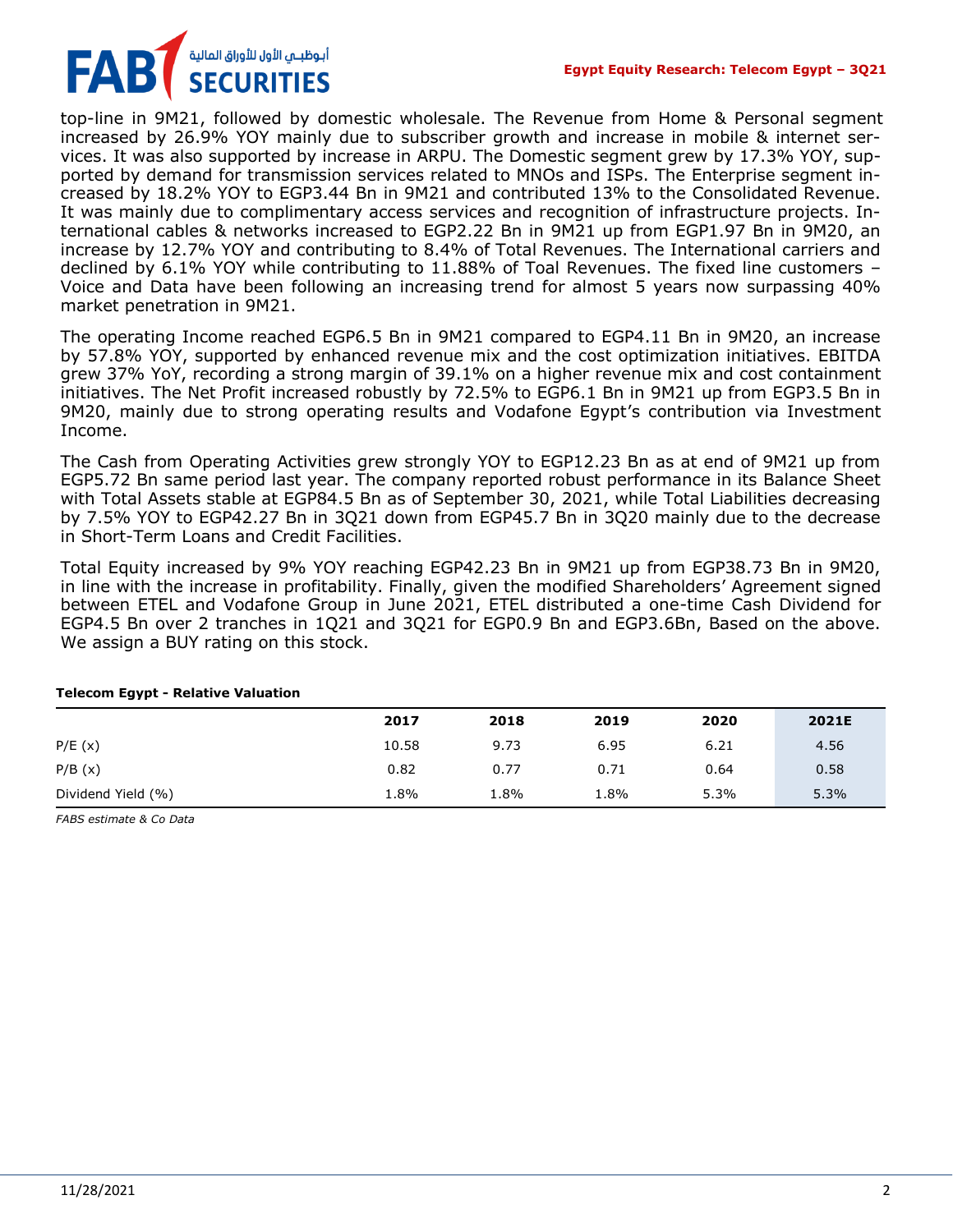top-line in 9M21, followed by domestic wholesale. The Revenue from Home & Personal segment increased by 26.9% YOY mainly due to subscriber growth and increase in mobile & internet services. It was also supported by increase in ARPU. The Domestic segment grew by 17.3% YOY, supported by demand for transmission services related to MNOs and ISPs. The Enterprise segment increased by 18.2% YOY to EGP3.44 Bn in 9M21 and contributed 13% to the Consolidated Revenue. It was mainly due to complimentary access services and recognition of infrastructure projects. International cables & networks increased to EGP2.22 Bn in 9M21 up from EGP1.97 Bn in 9M20, an increase by 12.7% YOY and contributing to 8.4% of Total Revenues. The International carriers and declined by 6.1% YOY while contributing to 11.88% of Toal Revenues. The fixed line customers – Voice and Data have been following an increasing trend for almost 5 years now surpassing 40% market penetration in 9M21.

The operating Income reached EGP6.5 Bn in 9M21 compared to EGP4.11 Bn in 9M20, an increase by 57.8% YOY, supported by enhanced revenue mix and the cost optimization initiatives. EBITDA grew 37% YoY, recording a strong margin of 39.1% on a higher revenue mix and cost containment initiatives. The Net Profit increased robustly by 72.5% to EGP6.1 Bn in 9M21 up from EGP3.5 Bn in 9M20, mainly due to strong operating results and Vodafone Egypt's contribution via Investment Income.

The Cash from Operating Activities grew strongly YOY to EGP12.23 Bn as at end of 9M21 up from EGP5.72 Bn same period last year. The company reported robust performance in its Balance Sheet with Total Assets stable at EGP84.5 Bn as of September 30, 2021, while Total Liabilities decreasing by 7.5% YOY to EGP42.27 Bn in 3Q21 down from EGP45.7 Bn in 3Q20 mainly due to the decrease in Short-Term Loans and Credit Facilities.

Total Equity increased by 9% YOY reaching EGP42.23 Bn in 9M21 up from EGP38.73 Bn in 9M20, in line with the increase in profitability. Finally, given the modified Shareholders' Agreement signed between ETEL and Vodafone Group in June 2021, ETEL distributed a one-time Cash Dividend for EGP4.5 Bn over 2 tranches in 1Q21 and 3Q21 for EGP0.9 Bn and EGP3.6Bn, Based on the above. We assign a BUY rating on this stock.

**Telecom Egypt - Relative Valuation**

| | 2017 | 2018 | 2019 | 2020 | 2021E |
|---|---|---|---|---|---|
| P/E (x) | 10.58 | 9.73 | 6.95 | 6.21 | 4.56 |
| P/B (x) | 0.82 | 0.77 | 0.71 | 0.64 | 0.58 |
| Dividend Yield (%) | 1.8% | 1.8% | 1.8% | 5.3% | 5.3% |

*FABS estimate & Co Data*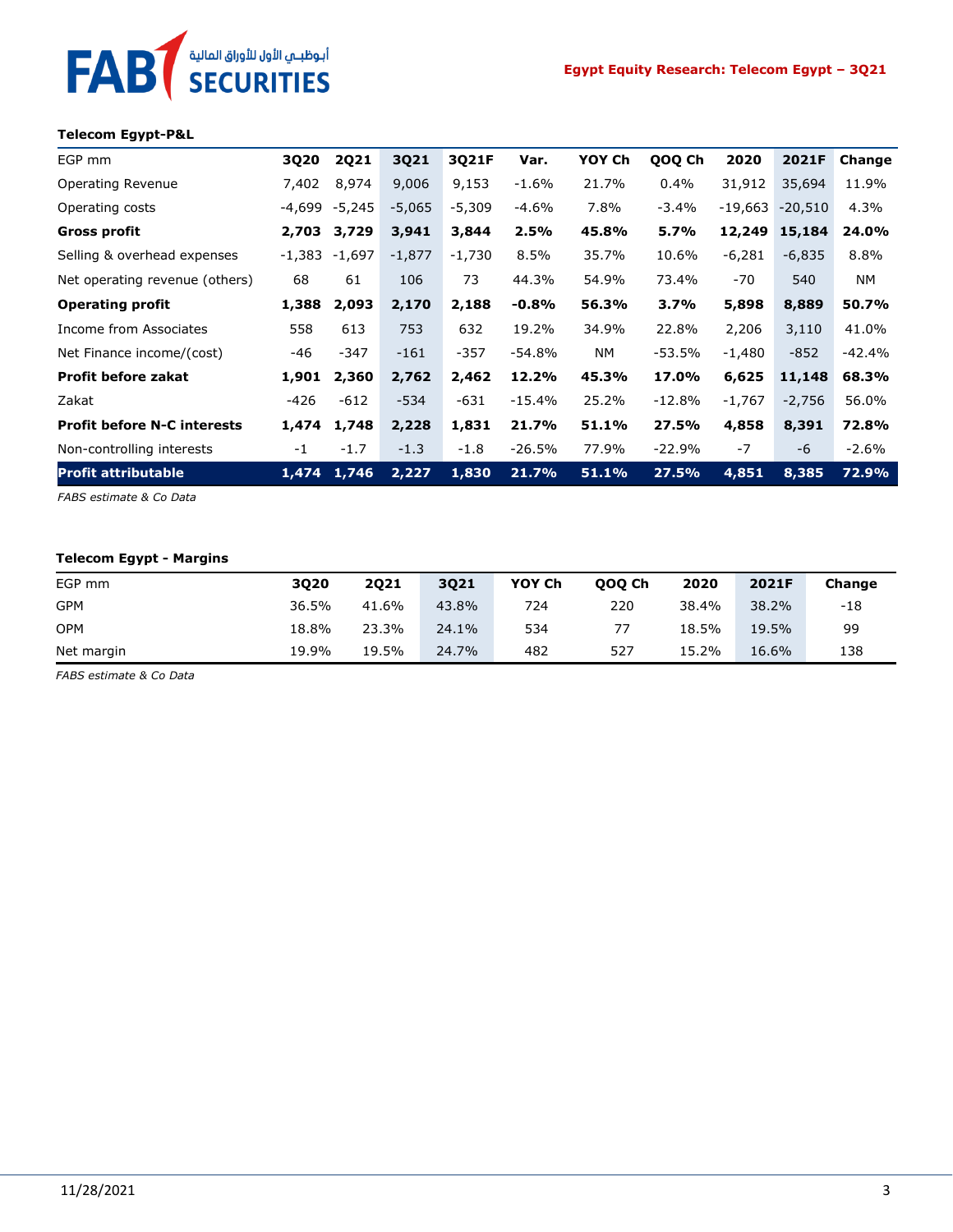**Telecom Egypt-P&L**

| EGP mm | 3Q20 | 2Q21 | 3Q21 | 3Q21F | Var. | YOY Ch | QOQ Ch | 2020 | 2021F | Change |
|---|---|---|---|---|---|---|---|---|---|---|
| Operating Revenue | 7,402 | 8,974 | 9,006 | 9,153 | -1.6% | 21.7% | 0.4% | 31,912 | 35,694 | 11.9% |
| Operating costs | -4,699 | -5,245 | -5,065 | -5,309 | -4.6% | 7.8% | -3.4% | -19,663 | -20,510 | 4.3% |
| **Gross profit** | **2,703** | **3,729** | **3,941** | **3,844** | **2.5%** | **45.8%** | **5.7%** | **12,249** | **15,184** | **24.0%** |
| Selling & overhead expenses | -1,383 | -1,697 | -1,877 | -1,730 | 8.5% | 35.7% | 10.6% | -6,281 | -6,835 | 8.8% |
| Net operating revenue (others) | 68 | 61 | 106 | 73 | 44.3% | 54.9% | 73.4% | -70 | 540 | NM |
| **Operating profit** | **1,388** | **2,093** | **2,170** | **2,188** | **-0.8%** | **56.3%** | **3.7%** | **5,898** | **8,889** | **50.7%** |
| Income from Associates | 558 | 613 | 753 | 632 | 19.2% | 34.9% | 22.8% | 2,206 | 3,110 | 41.0% |
| Net Finance income/(cost) | -46 | -347 | -161 | -357 | -54.8% | NM | -53.5% | -1,480 | -852 | -42.4% |
| **Profit before zakat** | **1,901** | **2,360** | **2,762** | **2,462** | **12.2%** | **45.3%** | **17.0%** | **6,625** | **11,148** | **68.3%** |
| Zakat | -426 | -612 | -534 | -631 | -15.4% | 25.2% | -12.8% | -1,767 | -2,756 | 56.0% |
| **Profit before N-C interests** | **1,474** | **1,748** | **2,228** | **1,831** | **21.7%** | **51.1%** | **27.5%** | **4,858** | **8,391** | **72.8%** |
| Non-controlling interests | -1 | -1.7 | -1.3 | -1.8 | -26.5% | 77.9% | -22.9% | -7 | -6 | -2.6% |
| **Profit attributable** | **1,474** | **1,746** | **2,227** | **1,830** | **21.7%** | **51.1%** | **27.5%** | **4,851** | **8,385** | **72.9%** |

*FABS estimate & Co Data*

**Telecom Egypt - Margins**

| EGP mm | 3Q20 | 2Q21 | 3Q21 | YOY Ch | QOQ Ch | 2020 | 2021F | Change |
|---|---|---|---|---|---|---|---|---|
| GPM | 36.5% | 41.6% | 43.8% | 724 | 220 | 38.4% | 38.2% | -18 |
| OPM | 18.8% | 23.3% | 24.1% | 534 | 77 | 18.5% | 19.5% | 99 |
| Net margin | 19.9% | 19.5% | 24.7% | 482 | 527 | 15.2% | 16.6% | 138 |

*FABS estimate & Co Data*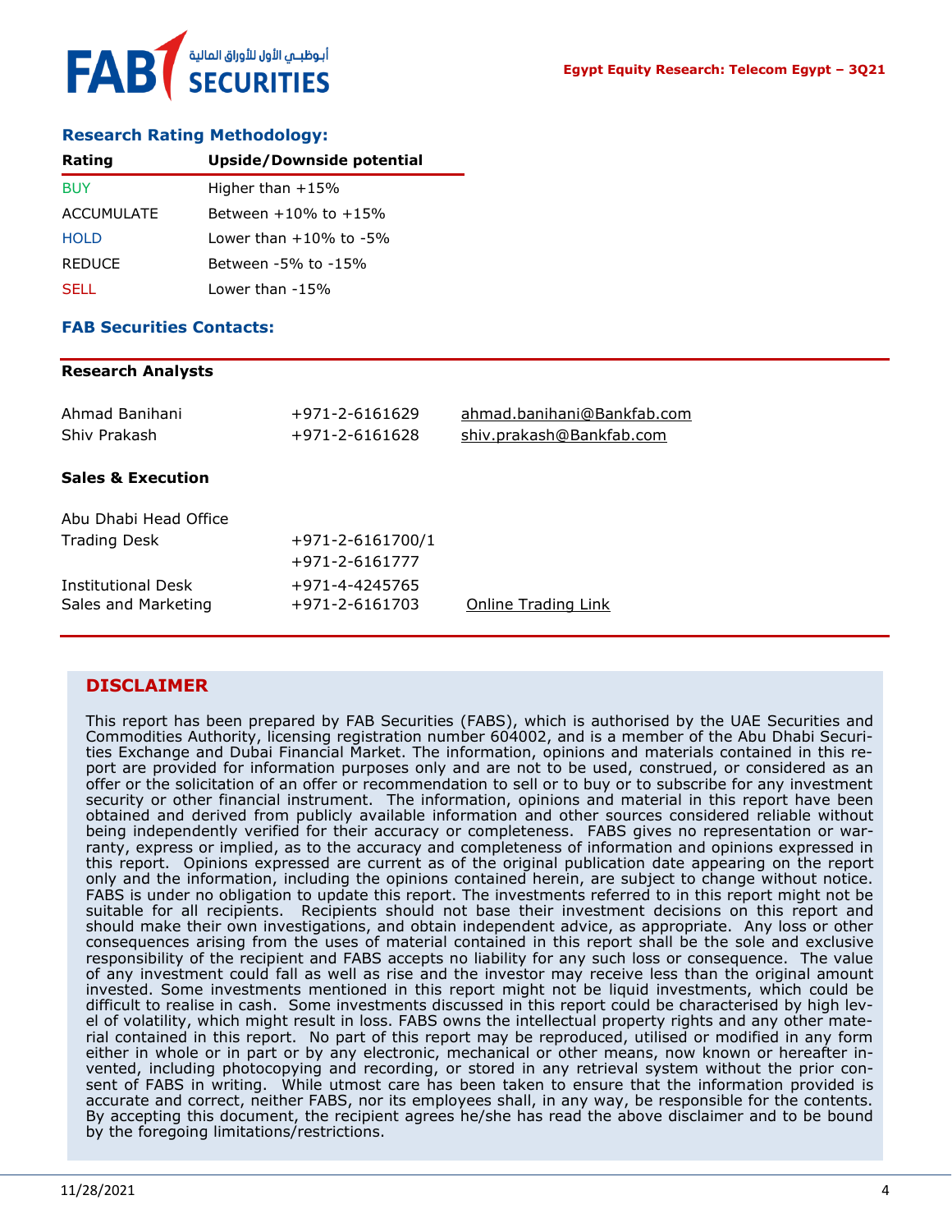## Research Rating Methodology:

| Rating | Upside/Downside potential |
|---|---|
| BUY | Higher than +15% |
| ACCUMULATE | Between +10% to +15% |
| HOLD | Lower than +10% to -5% |
| REDUCE | Between -5% to -15% |
| SELL | Lower than -15% |

## FAB Securities Contacts:

**Research Analysts**

| | | |
|---|---|---|
| Ahmad Banihani | +971-2-6161629 | ahmad.banihani@Bankfab.com |
| Shiv Prakash | +971-2-6161628 | shiv.prakash@Bankfab.com |

**Sales & Execution**

| | | |
|---|---|---|
| Abu Dhabi Head Office | | |
| Trading Desk | +971-2-6161700/1 | |
| | +971-2-6161777 | |
| Institutional Desk | +971-4-4245765 | |
| Sales and Marketing | +971-2-6161703 | Online Trading Link |

## DISCLAIMER

This report has been prepared by FAB Securities (FABS), which is authorised by the UAE Securities and Commodities Authority, licensing registration number 604002, and is a member of the Abu Dhabi Securities Exchange and Dubai Financial Market. The information, opinions and materials contained in this report are provided for information purposes only and are not to be used, construed, or considered as an offer or the solicitation of an offer or recommendation to sell or to buy or to subscribe for any investment security or other financial instrument. The information, opinions and material in this report have been obtained and derived from publicly available information and other sources considered reliable without being independently verified for their accuracy or completeness. FABS gives no representation or warranty, express or implied, as to the accuracy and completeness of information and opinions expressed in this report. Opinions expressed are current as of the original publication date appearing on the report only and the information, including the opinions contained herein, are subject to change without notice. FABS is under no obligation to update this report. The investments referred to in this report might not be suitable for all recipients. Recipients should not base their investment decisions on this report and should make their own investigations, and obtain independent advice, as appropriate. Any loss or other consequences arising from the uses of material contained in this report shall be the sole and exclusive responsibility of the recipient and FABS accepts no liability for any such loss or consequence. The value of any investment could fall as well as rise and the investor may receive less than the original amount invested. Some investments mentioned in this report might not be liquid investments, which could be difficult to realise in cash. Some investments discussed in this report could be characterised by high level of volatility, which might result in loss. FABS owns the intellectual property rights and any other material contained in this report. No part of this report may be reproduced, utilised or modified in any form either in whole or in part or by any electronic, mechanical or other means, now known or hereafter invented, including photocopying and recording, or stored in any retrieval system without the prior consent of FABS in writing. While utmost care has been taken to ensure that the information provided is accurate and correct, neither FABS, nor its employees shall, in any way, be responsible for the contents. By accepting this document, the recipient agrees he/she has read the above disclaimer and to be bound by the foregoing limitations/restrictions.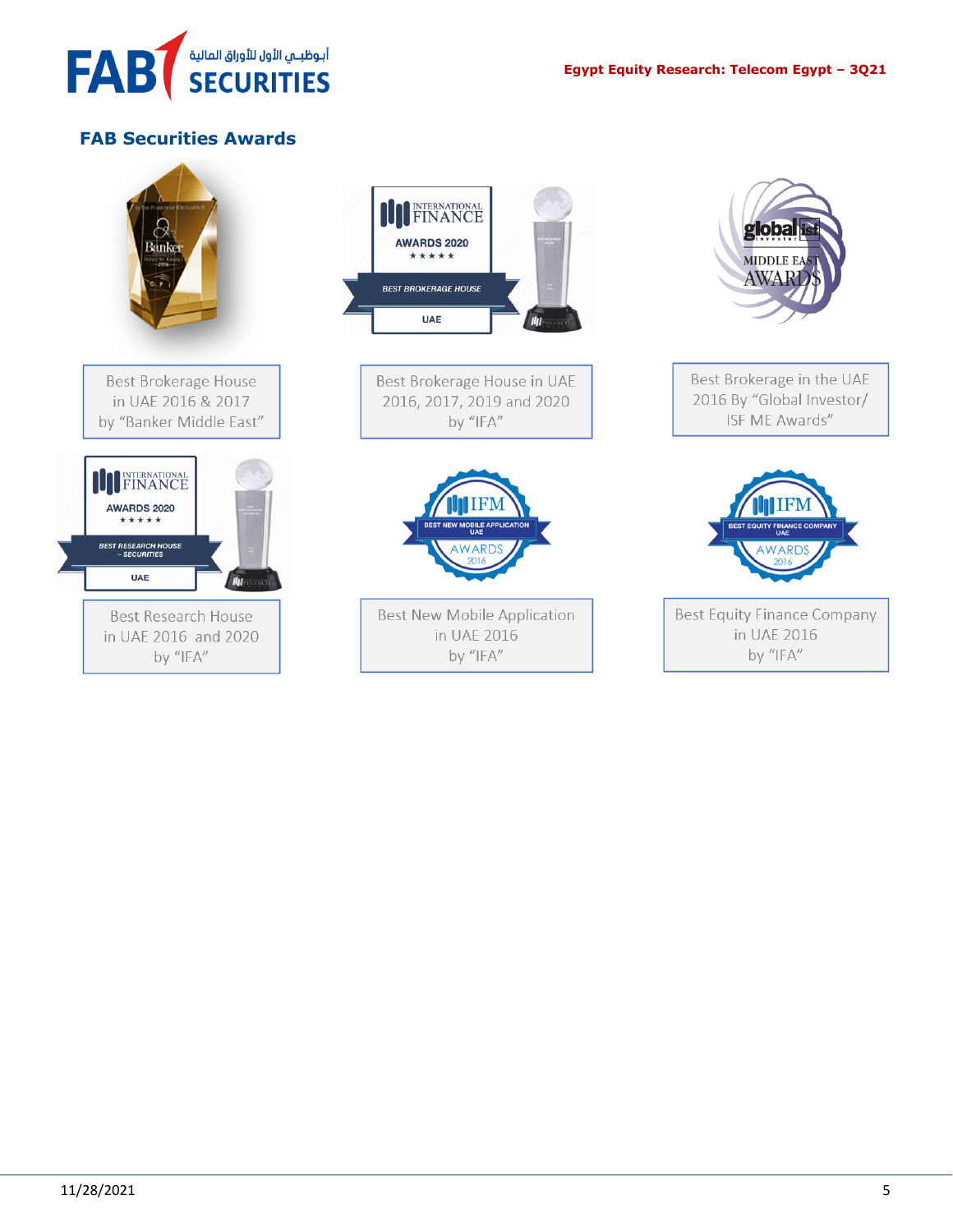## FAB Securities Awards

Best Brokerage House in UAE 2016 & 2017 by "Banker Middle East"

Best Brokerage House in UAE 2016, 2017, 2019 and 2020 by "IFA"

Best Brokerage in the UAE 2016 By "Global Investor/ ISF ME Awards"

Best Research House in UAE 2016 and 2020 by "IFA"

Best New Mobile Application in UAE 2016 by "IFA"

Best Equity Finance Company in UAE 2016 by "IFA"